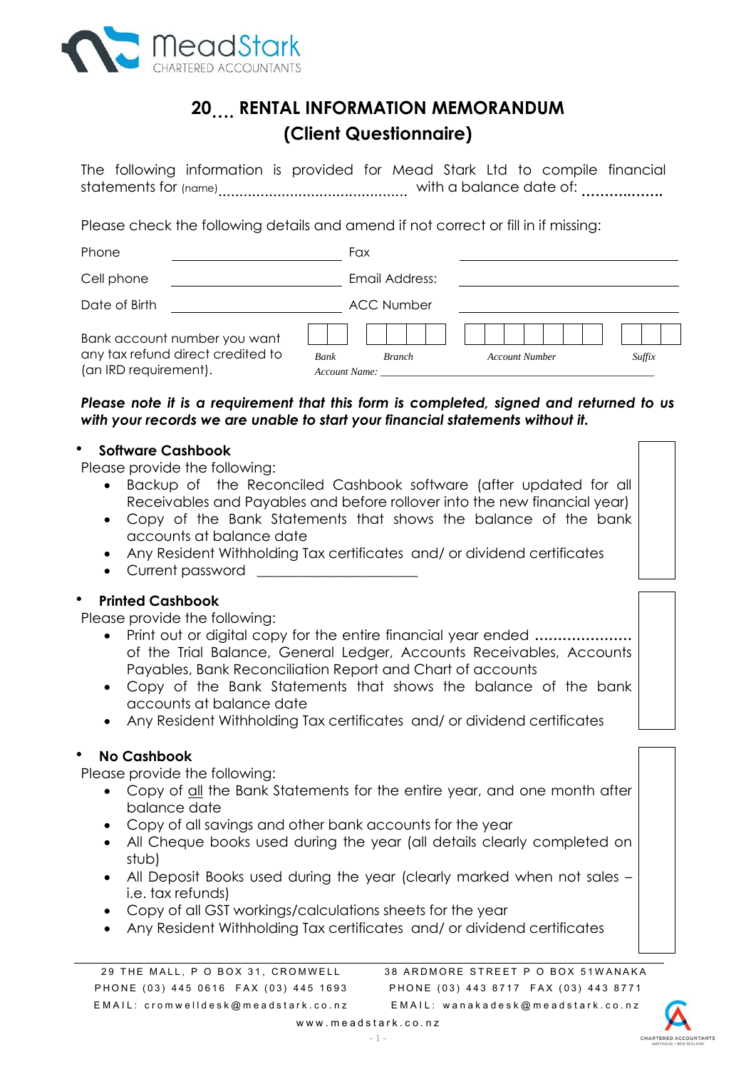MeadStark
CHARTERED ACCOUNTANTS

# 20.... RENTAL INFORMATION MEMORANDUM
## (Client Questionnaire)

The following information is provided for Mead Stark Ltd to compile financial statements for (name)............................................. with a balance date of: ..................

Please check the following details and amend if not correct or fill in if missing:

| | | | |
|---|---|---|---|
| Phone | ______________ | Fax | ______________ |
| Cell phone | ______________ | Email Address: | ______________ |
| Date of Birth | ______________ | ACC Number | ______________ |

Bank account number you want any tax refund direct credited to (an IRD requirement).

| Bank | Branch | Account Number | Suffix |
|---|---|---|---|
| [ ][ ] | [ ][ ][ ][ ] | [ ][ ][ ][ ][ ][ ][ ] | [ ][ ][ ] |

*Account Name:* ____________________________________________

***Please note it is a requirement that this form is completed, signed and returned to us with your records we are unable to start your financial statements without it.***

- **Software Cashbook**

Please provide the following:

- Backup of the Reconciled Cashbook software (after updated for all Receivables and Payables and before rollover into the new financial year)
- Copy of the Bank Statements that shows the balance of the bank accounts at balance date
- Any Resident Withholding Tax certificates and/ or dividend certificates
- Current password ______________________

- **Printed Cashbook**

Please provide the following:

- Print out or digital copy for the entire financial year ended ..................... of the Trial Balance, General Ledger, Accounts Receivables, Accounts Payables, Bank Reconciliation Report and Chart of accounts
- Copy of the Bank Statements that shows the balance of the bank accounts at balance date
- Any Resident Withholding Tax certificates and/ or dividend certificates

- **No Cashbook**

Please provide the following:

- Copy of all the Bank Statements for the entire year, and one month after balance date
- Copy of all savings and other bank accounts for the year
- All Cheque books used during the year (all details clearly completed on stub)
- All Deposit Books used during the year (clearly marked when not sales – i.e. tax refunds)
- Copy of all GST workings/calculations sheets for the year
- Any Resident Withholding Tax certificates and/ or dividend certificates

29 THE MALL, P O BOX 31, CROMWELL
PHONE (03) 445 0616 FAX (03) 445 1693
EMAIL: cromwelldesk@meadstark.co.nz

38 ARDMORE STREET P O BOX 51WANAKA
PHONE (03) 443 8717 FAX (03) 443 8771
EMAIL: wanakadesk@meadstark.co.nz

www.meadstark.co.nz

CHARTERED ACCOUNTANTS AUSTRALIA + NEW ZEALAND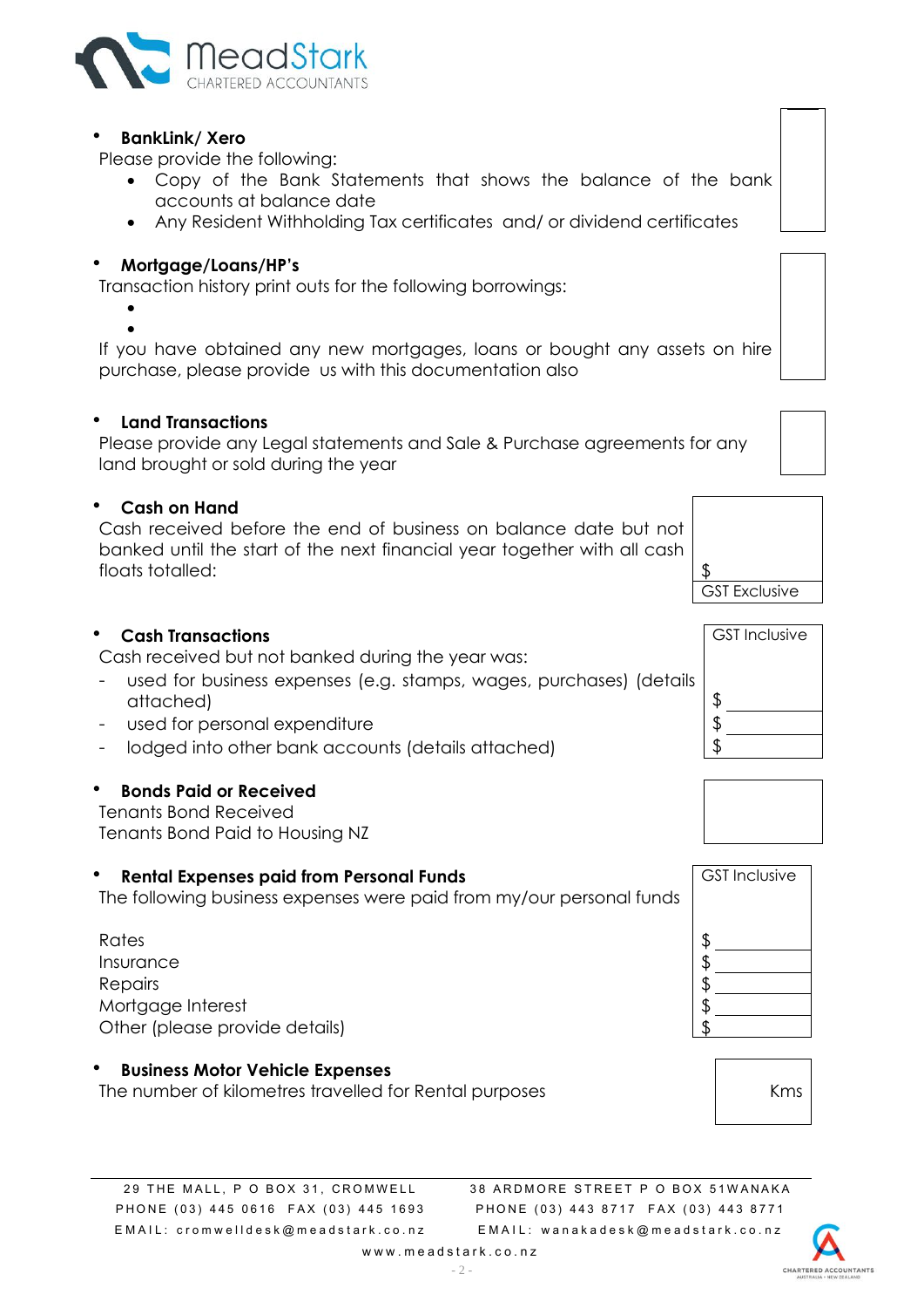MeadStark
CHARTERED ACCOUNTANTS

- **BankLink/ Xero**

Please provide the following:

- Copy of the Bank Statements that shows the balance of the bank accounts at balance date
- Any Resident Withholding Tax certificates and/ or dividend certificates

- **Mortgage/Loans/HP's**

Transaction history print outs for the following borrowings:

-
-

If you have obtained any new mortgages, loans or bought any assets on hire purchase, please provide us with this documentation also

- **Land Transactions**

Please provide any Legal statements and Sale & Purchase agreements for any land brought or sold during the year

- **Cash on Hand**

Cash received before the end of business on balance date but not banked until the start of the next financial year together with all cash floats totalled:

$

GST Exclusive

- **Cash Transactions**

Cash received but not banked during the year was:

| | GST Inclusive |
|---|---|
| - used for business expenses (e.g. stamps, wages, purchases) (details attached) | $ |
| - used for personal expenditure | $ |
| - lodged into other bank accounts (details attached) | $ |

- **Bonds Paid or Received**

Tenants Bond Received

Tenants Bond Paid to Housing NZ

- **Rental Expenses paid from Personal Funds**

The following business expenses were paid from my/our personal funds

| | GST Inclusive |
|---|---|
| Rates | $ |
| Insurance | $ |
| Repairs | $ |
| Mortgage Interest | $ |
| Other (please provide details) | $ |

- **Business Motor Vehicle Expenses**

The number of kilometres travelled for Rental purposes

Kms

29 THE MALL, P O BOX 31, CROMWELL
PHONE (03) 445 0616 FAX (03) 445 1693
EMAIL: cromwelldesk@meadstark.co.nz

38 ARDMORE STREET P O BOX 51WANAKA
PHONE (03) 443 8717 FAX (03) 443 8771
EMAIL: wanakadesk@meadstark.co.nz

www.meadstark.co.nz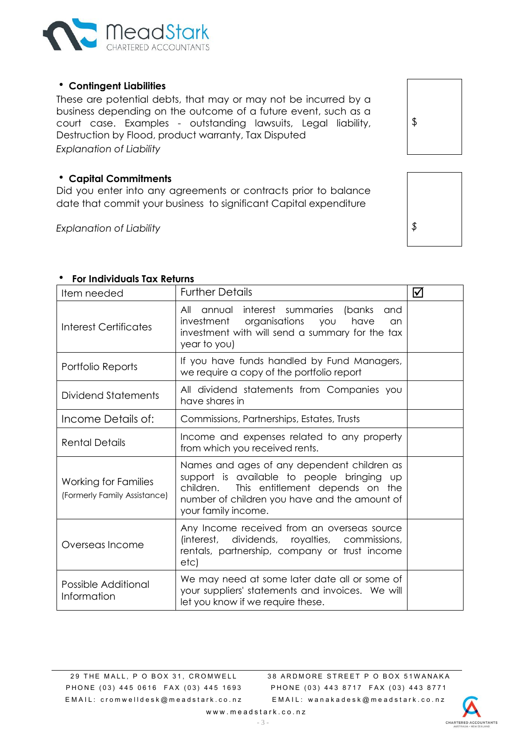- **Contingent Liabilities**

These are potential debts, that may or may not be incurred by a business depending on the outcome of a future event, such as a court case. Examples - outstanding lawsuits, Legal liability, Destruction by Flood, product warranty, Tax Disputed

*Explanation of Liability*

$

- **Capital Commitments**

Did you enter into any agreements or contracts prior to balance date that commit your business to significant Capital expenditure

*Explanation of Liability*

$

- **For Individuals Tax Returns**

| Item needed | Further Details | ☑ |
|---|---|---|
| Interest Certificates | All annual interest summaries (banks and investment organisations you have an investment with will send a summary for the tax year to you) | |
| Portfolio Reports | If you have funds handled by Fund Managers, we require a copy of the portfolio report | |
| Dividend Statements | All dividend statements from Companies you have shares in | |
| Income Details of: | Commissions, Partnerships, Estates, Trusts | |
| Rental Details | Income and expenses related to any property from which you received rents. | |
| Working for Families (Formerly Family Assistance) | Names and ages of any dependent children as support is available to people bringing up children. This entitlement depends on the number of children you have and the amount of your family income. | |
| Overseas Income | Any Income received from an overseas source (interest, dividends, royalties, commissions, rentals, partnership, company or trust income etc) | |
| Possible Additional Information | We may need at some later date all or some of your suppliers' statements and invoices. We will let you know if we require these. | |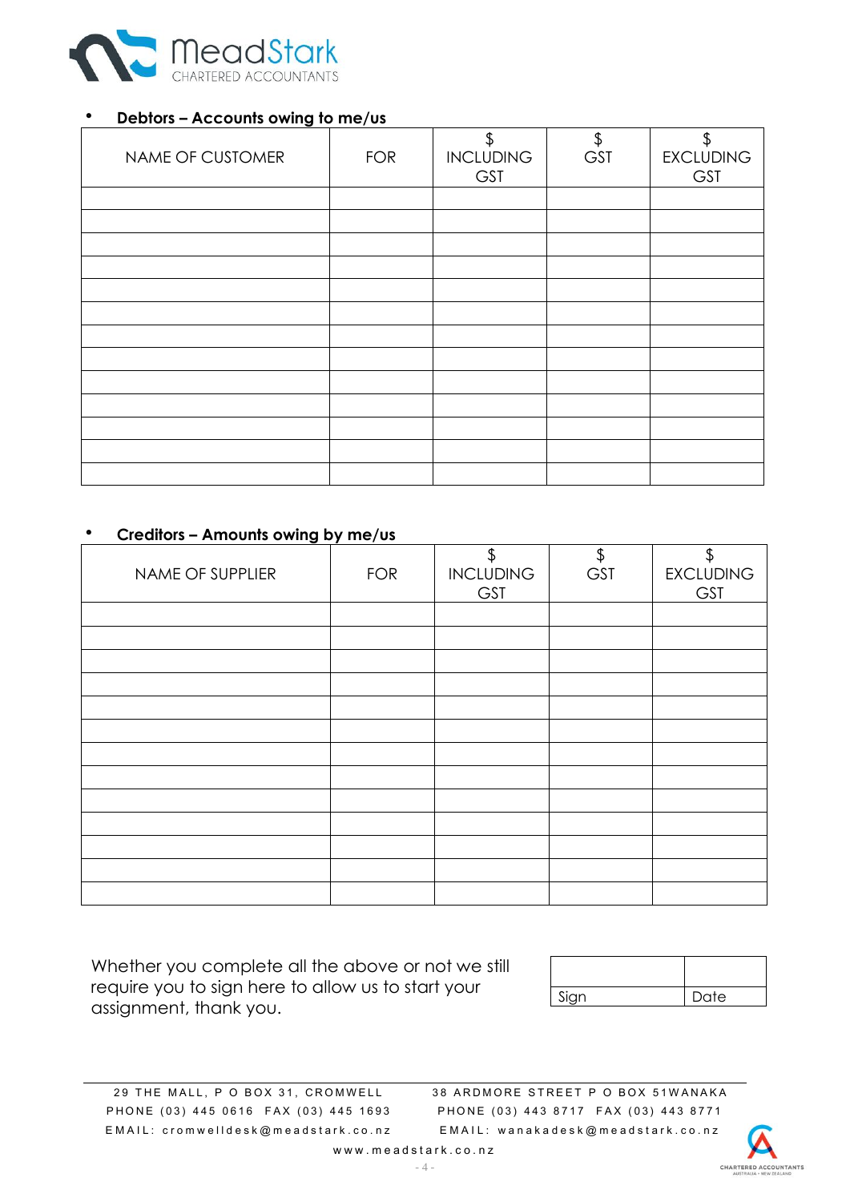MeadStark
CHARTERED ACCOUNTANTS

- **Debtors – Accounts owing to me/us**

| NAME OF CUSTOMER | FOR | $ INCLUDING GST | $ GST | $ EXCLUDING GST |
|---|---|---|---|---|
| | | | | |
| | | | | |
| | | | | |
| | | | | |
| | | | | |
| | | | | |
| | | | | |
| | | | | |
| | | | | |
| | | | | |
| | | | | |
| | | | | |
| | | | | |

- **Creditors – Amounts owing by me/us**

| NAME OF SUPPLIER | FOR | $ INCLUDING GST | $ GST | $ EXCLUDING GST |
|---|---|---|---|---|
| | | | | |
| | | | | |
| | | | | |
| | | | | |
| | | | | |
| | | | | |
| | | | | |
| | | | | |
| | | | | |
| | | | | |
| | | | | |
| | | | | |
| | | | | |

Whether you complete all the above or not we still require you to sign here to allow us to start your assignment, thank you.

| | |
|---|---|
| | |
| Sign | Date |

29 THE MALL, P O BOX 31, CROMWELL
PHONE (03) 445 0616 FAX (03) 445 1693
EMAIL: cromwelldesk@meadstark.co.nz

38 ARDMORE STREET P O BOX 51WANAKA
PHONE (03) 443 8717 FAX (03) 443 8771
EMAIL: wanakadesk@meadstark.co.nz

www.meadstark.co.nz

CHARTERED ACCOUNTANTS AUSTRALIA + NEW ZEALAND